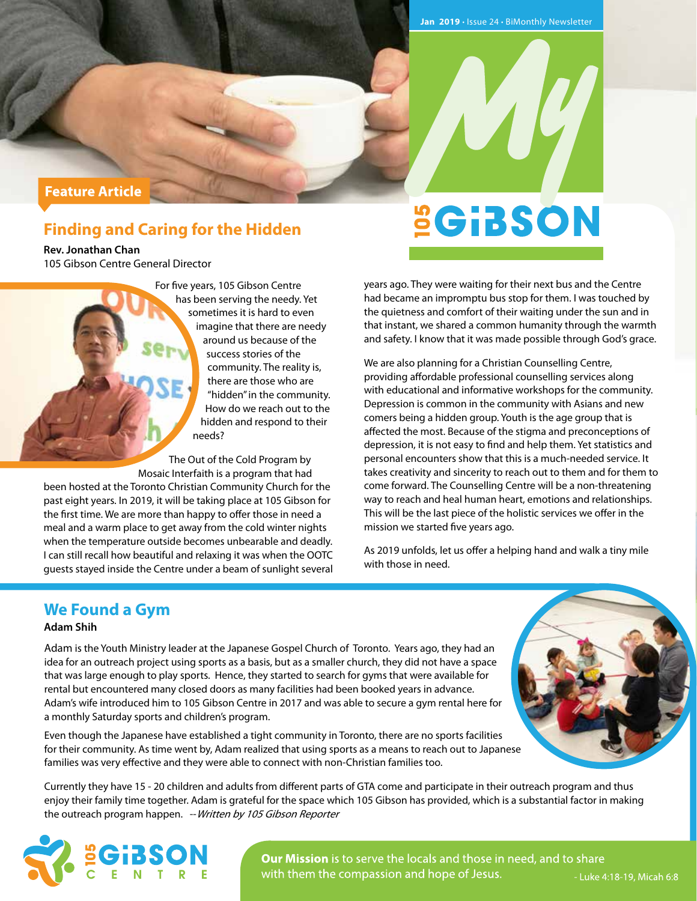Jan 2019 • Issue 24 • BiMonthly Newsletter

# My 105 GiBSON

**Feature Article**

## Finding and Caring for the Hidden

**Rev. Jonathan Chan**
105 Gibson Centre General Director

For five years, 105 Gibson Centre has been serving the needy. Yet sometimes it is hard to even imagine that there are needy around us because of the success stories of the community. The reality is, there are those who are "hidden" in the community. How do we reach out to the hidden and respond to their needs?

The Out of the Cold Program by Mosaic Interfaith is a program that had been hosted at the Toronto Christian Community Church for the past eight years. In 2019, it will be taking place at 105 Gibson for the first time. We are more than happy to offer those in need a meal and a warm place to get away from the cold winter nights when the temperature outside becomes unbearable and deadly. I can still recall how beautiful and relaxing it was when the OOTC guests stayed inside the Centre under a beam of sunlight several years ago. They were waiting for their next bus and the Centre had became an impromptu bus stop for them. I was touched by the quietness and comfort of their waiting under the sun and in that instant, we shared a common humanity through the warmth and safety. I know that it was made possible through God's grace.

We are also planning for a Christian Counselling Centre, providing affordable professional counselling services along with educational and informative workshops for the community. Depression is common in the community with Asians and new comers being a hidden group. Youth is the age group that is affected the most. Because of the stigma and preconceptions of depression, it is not easy to find and help them. Yet statistics and personal encounters show that this is a much-needed service. It takes creativity and sincerity to reach out to them and for them to come forward. The Counselling Centre will be a non-threatening way to reach and heal human heart, emotions and relationships. This will be the last piece of the holistic services we offer in the mission we started five years ago.

As 2019 unfolds, let us offer a helping hand and walk a tiny mile with those in need.

## We Found a Gym

**Adam Shih**

Adam is the Youth Ministry leader at the Japanese Gospel Church of Toronto. Years ago, they had an idea for an outreach project using sports as a basis, but as a smaller church, they did not have a space that was large enough to play sports. Hence, they started to search for gyms that were available for rental but encountered many closed doors as many facilities had been booked years in advance. Adam's wife introduced him to 105 Gibson Centre in 2017 and was able to secure a gym rental here for a monthly Saturday sports and children's program.

Even though the Japanese have established a tight community in Toronto, there are no sports facilities for their community. As time went by, Adam realized that using sports as a means to reach out to Japanese families was very effective and they were able to connect with non-Christian families too.

Currently they have 15 - 20 children and adults from different parts of GTA come and participate in their outreach program and thus enjoy their family time together. Adam is grateful for the space which 105 Gibson has provided, which is a substantial factor in making the outreach program happen. --*Written by 105 Gibson Reporter*

105 GiBSON CENTRE

**Our Mission** is to serve the locals and those in need, and to share with them the compassion and hope of Jesus. - Luke 4:18-19, Micah 6:8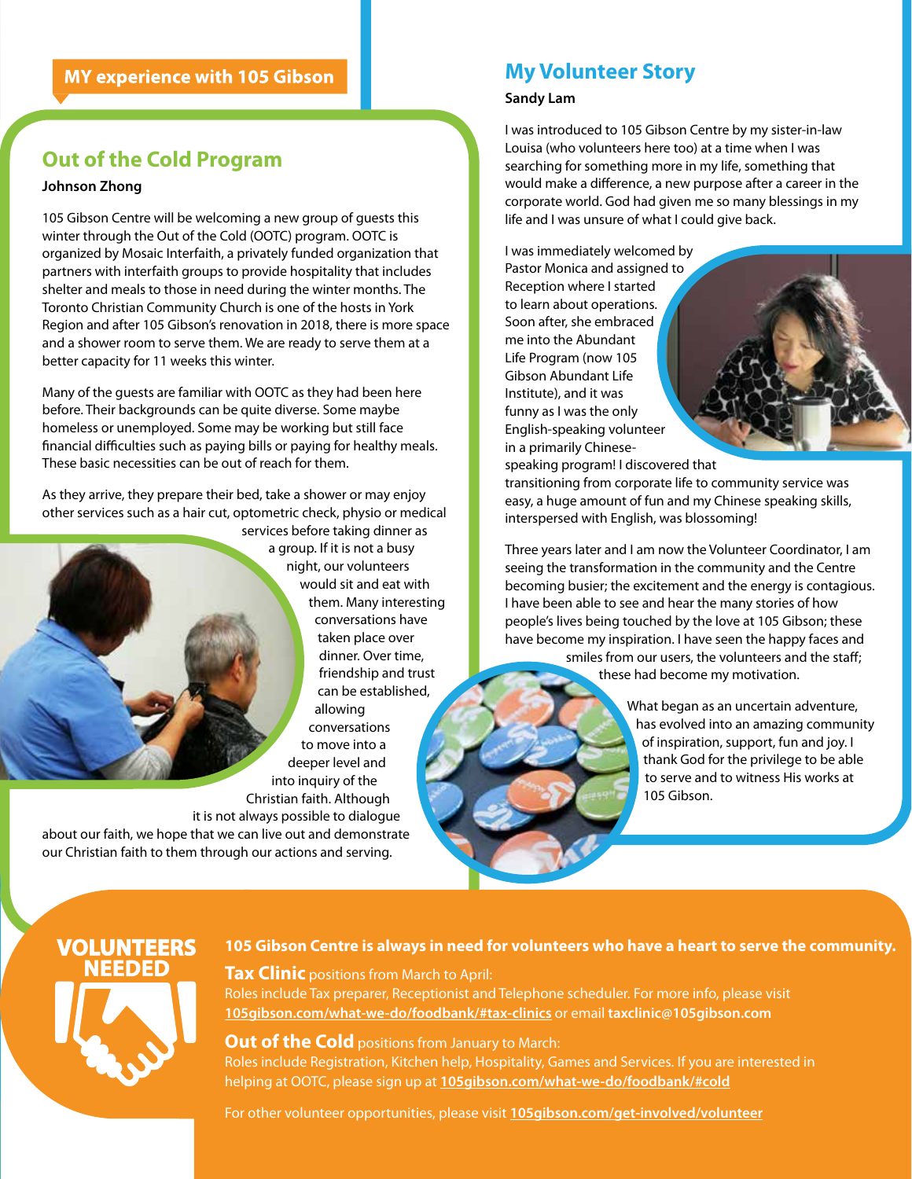## MY experience with 105 Gibson

### Out of the Cold Program

**Johnson Zhong**

105 Gibson Centre will be welcoming a new group of guests this winter through the Out of the Cold (OOTC) program. OOTC is organized by Mosaic Interfaith, a privately funded organization that partners with interfaith groups to provide hospitality that includes shelter and meals to those in need during the winter months. The Toronto Christian Community Church is one of the hosts in York Region and after 105 Gibson's renovation in 2018, there is more space and a shower room to serve them. We are ready to serve them at a better capacity for 11 weeks this winter.

Many of the guests are familiar with OOTC as they had been here before. Their backgrounds can be quite diverse. Some maybe homeless or unemployed. Some may be working but still face financial difficulties such as paying bills or paying for healthy meals. These basic necessities can be out of reach for them.

As they arrive, they prepare their bed, take a shower or may enjoy other services such as a hair cut, optometric check, physio or medical services before taking dinner as a group. If it is not a busy night, our volunteers would sit and eat with them. Many interesting conversations have taken place over dinner. Over time, friendship and trust can be established, allowing conversations to move into a deeper level and into inquiry of the Christian faith. Although it is not always possible to dialogue about our faith, we hope that we can live out and demonstrate our Christian faith to them through our actions and serving.

### My Volunteer Story

**Sandy Lam**

I was introduced to 105 Gibson Centre by my sister-in-law Louisa (who volunteers here too) at a time when I was searching for something more in my life, something that would make a difference, a new purpose after a career in the corporate world. God had given me so many blessings in my life and I was unsure of what I could give back.

I was immediately welcomed by Pastor Monica and assigned to Reception where I started to learn about operations. Soon after, she embraced me into the Abundant Life Program (now 105 Gibson Abundant Life Institute), and it was funny as I was the only English-speaking volunteer in a primarily Chinese-speaking program! I discovered that transitioning from corporate life to community service was easy, a huge amount of fun and my Chinese speaking skills, interspersed with English, was blossoming!

Three years later and I am now the Volunteer Coordinator, I am seeing the transformation in the community and the Centre becoming busier; the excitement and the energy is contagious. I have been able to see and hear the many stories of how people's lives being touched by the love at 105 Gibson; these have become my inspiration. I have seen the happy faces and smiles from our users, the volunteers and the staff; these had become my motivation.

What began as an uncertain adventure, has evolved into an amazing community of inspiration, support, fun and joy. I thank God for the privilege to be able to serve and to witness His works at 105 Gibson.

## VOLUNTEERS NEEDED

**105 Gibson Centre is always in need for volunteers who have a heart to serve the community.**

**Tax Clinic** positions from March to April:
Roles include Tax preparer, Receptionist and Telephone scheduler. For more info, please visit **105gibson.com/what-we-do/foodbank/#tax-clinics** or email **taxclinic@105gibson.com**

**Out of the Cold** positions from January to March:
Roles include Registration, Kitchen help, Hospitality, Games and Services. If you are interested in helping at OOTC, please sign up at **105gibson.com/what-we-do/foodbank/#cold**

For other volunteer opportunities, please visit **105gibson.com/get-involved/volunteer**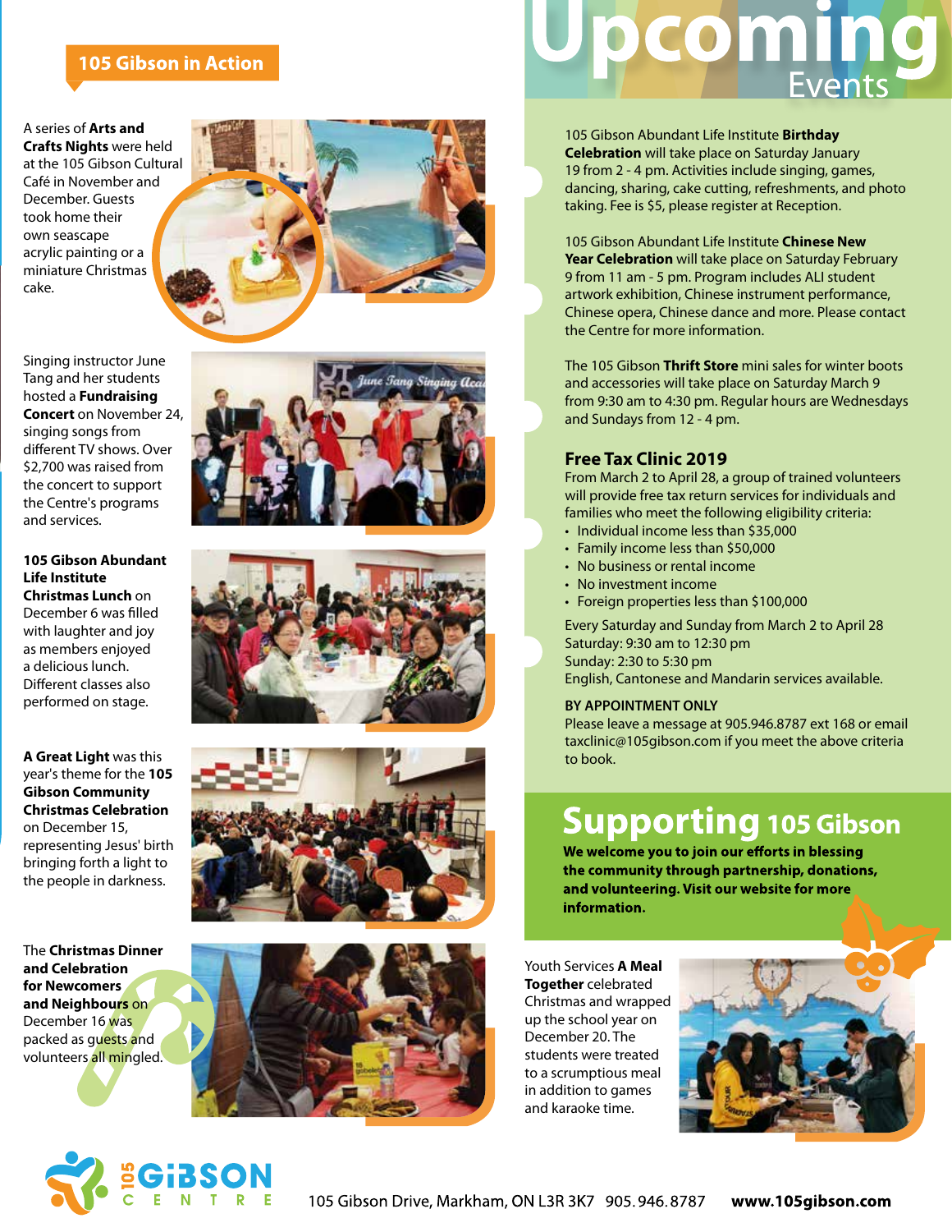## 105 Gibson in Action

A series of **Arts and Crafts Nights** were held at the 105 Gibson Cultural Café in November and December. Guests took home their own seascape acrylic painting or a miniature Christmas cake.

Singing instructor June Tang and her students hosted a **Fundraising Concert** on November 24, singing songs from different TV shows. Over $2,700 was raised from the concert to support the Centre's programs and services.

**105 Gibson Abundant Life Institute Christmas Lunch** on December 6 was filled with laughter and joy as members enjoyed a delicious lunch. Different classes also performed on stage.

**A Great Light** was this year's theme for the **105 Gibson Community Christmas Celebration** on December 15, representing Jesus' birth bringing forth a light to the people in darkness.

The **Christmas Dinner and Celebration for Newcomers and Neighbours** on December 16 was packed as guests and volunteers all mingled.

# Upcoming Events

105 Gibson Abundant Life Institute **Birthday Celebration** will take place on Saturday January 19 from 2 - 4 pm. Activities include singing, games, dancing, sharing, cake cutting, refreshments, and photo taking. Fee is $5, please register at Reception.

105 Gibson Abundant Life Institute **Chinese New Year Celebration** will take place on Saturday February 9 from 11 am - 5 pm. Program includes ALI student artwork exhibition, Chinese instrument performance, Chinese opera, Chinese dance and more. Please contact the Centre for more information.

The 105 Gibson **Thrift Store** mini sales for winter boots and accessories will take place on Saturday March 9 from 9:30 am to 4:30 pm. Regular hours are Wednesdays and Sundays from 12 - 4 pm.

### Free Tax Clinic 2019

From March 2 to April 28, a group of trained volunteers will provide free tax return services for individuals and families who meet the following eligibility criteria:

- Individual income less than $35,000
- Family income less than $50,000
- No business or rental income
- No investment income
- Foreign properties less than $100,000

Every Saturday and Sunday from March 2 to April 28
Saturday: 9:30 am to 12:30 pm
Sunday: 2:30 to 5:30 pm
English, Cantonese and Mandarin services available.

**BY APPOINTMENT ONLY**
Please leave a message at 905.946.8787 ext 168 or email taxclinic@105gibson.com if you meet the above criteria to book.

## Supporting 105 Gibson

**We welcome you to join our efforts in blessing the community through partnership, donations, and volunteering. Visit our website for more information.**

Youth Services **A Meal Together** celebrated Christmas and wrapped up the school year on December 20. The students were treated to a scrumptious meal in addition to games and karaoke time.

105 GIBSON CENTRE

105 Gibson Drive, Markham, ON L3R 3K7 905.946.8787 **www.105gibson.com**